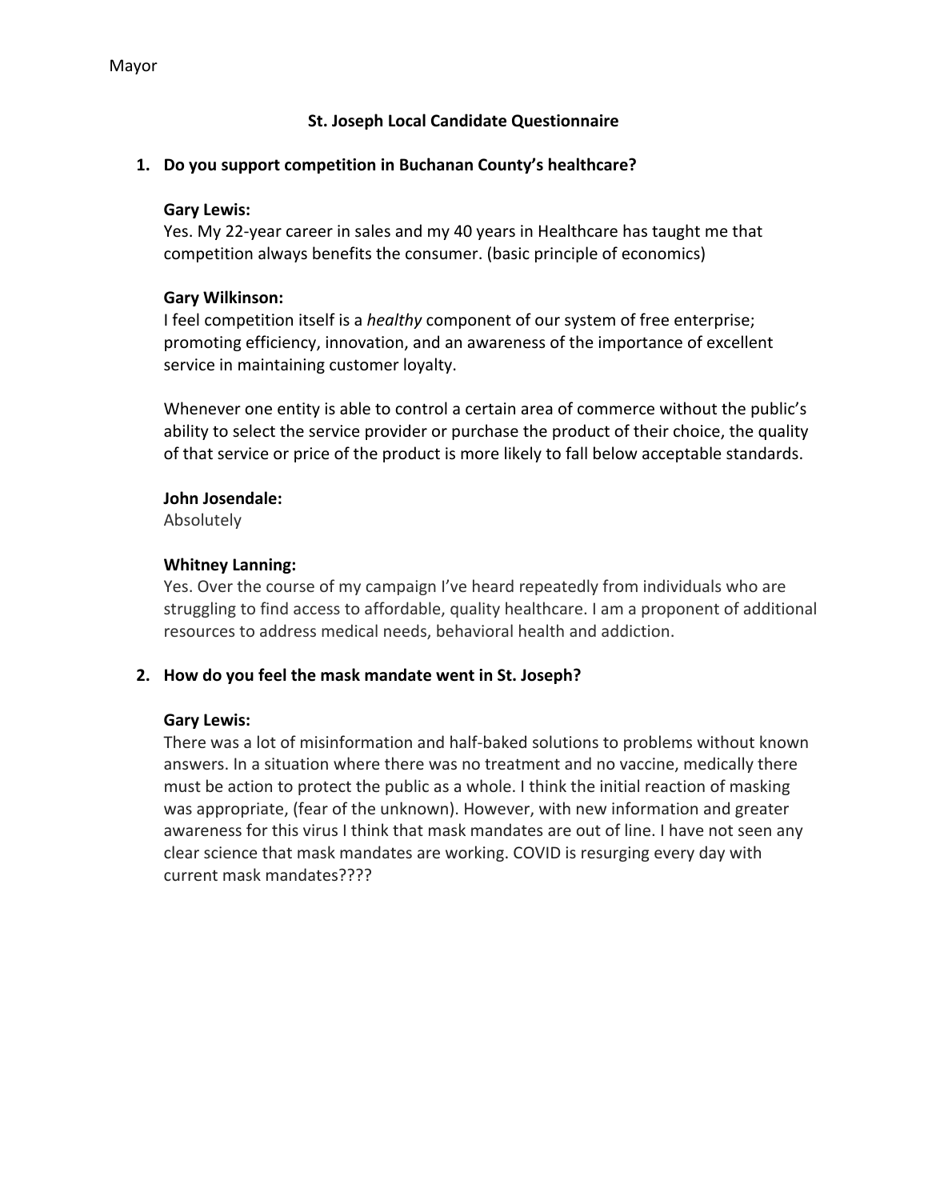Mayor

## St. Joseph Local Candidate Questionnaire

1. **Do you support competition in Buchanan County's healthcare?**

   **Gary Lewis:**
   Yes. My 22-year career in sales and my 40 years in Healthcare has taught me that competition always benefits the consumer. (basic principle of economics)

   **Gary Wilkinson:**
   I feel competition itself is a *healthy* component of our system of free enterprise; promoting efficiency, innovation, and an awareness of the importance of excellent service in maintaining customer loyalty.

   Whenever one entity is able to control a certain area of commerce without the public's ability to select the service provider or purchase the product of their choice, the quality of that service or price of the product is more likely to fall below acceptable standards.

   **John Josendale:**
   Absolutely

   **Whitney Lanning:**
   Yes. Over the course of my campaign I've heard repeatedly from individuals who are struggling to find access to affordable, quality healthcare. I am a proponent of additional resources to address medical needs, behavioral health and addiction.

2. **How do you feel the mask mandate went in St. Joseph?**

   **Gary Lewis:**
   There was a lot of misinformation and half-baked solutions to problems without known answers. In a situation where there was no treatment and no vaccine, medically there must be action to protect the public as a whole. I think the initial reaction of masking was appropriate, (fear of the unknown). However, with new information and greater awareness for this virus I think that mask mandates are out of line. I have not seen any clear science that mask mandates are working. COVID is resurging every day with current mask mandates????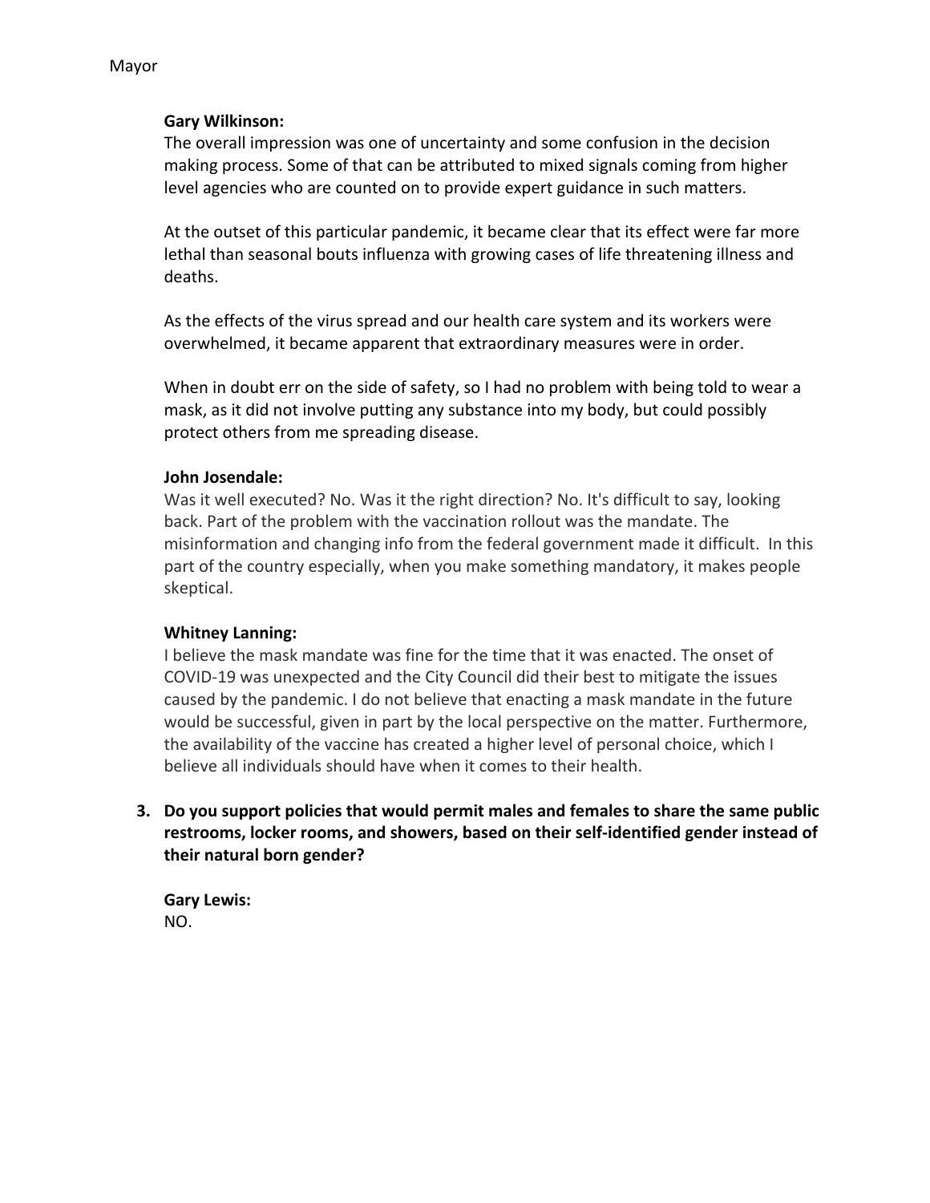Mayor

**Gary Wilkinson:**
The overall impression was one of uncertainty and some confusion in the decision making process. Some of that can be attributed to mixed signals coming from higher level agencies who are counted on to provide expert guidance in such matters.

At the outset of this particular pandemic, it became clear that its effect were far more lethal than seasonal bouts influenza with growing cases of life threatening illness and deaths.

As the effects of the virus spread and our health care system and its workers were overwhelmed, it became apparent that extraordinary measures were in order.

When in doubt err on the side of safety, so I had no problem with being told to wear a mask, as it did not involve putting any substance into my body, but could possibly protect others from me spreading disease.

**John Josendale:**
Was it well executed? No. Was it the right direction? No. It's difficult to say, looking back. Part of the problem with the vaccination rollout was the mandate. The misinformation and changing info from the federal government made it difficult. In this part of the country especially, when you make something mandatory, it makes people skeptical.

**Whitney Lanning:**
I believe the mask mandate was fine for the time that it was enacted. The onset of COVID-19 was unexpected and the City Council did their best to mitigate the issues caused by the pandemic. I do not believe that enacting a mask mandate in the future would be successful, given in part by the local perspective on the matter. Furthermore, the availability of the vaccine has created a higher level of personal choice, which I believe all individuals should have when it comes to their health.

3. **Do you support policies that would permit males and females to share the same public restrooms, locker rooms, and showers, based on their self-identified gender instead of their natural born gender?**

**Gary Lewis:**
NO.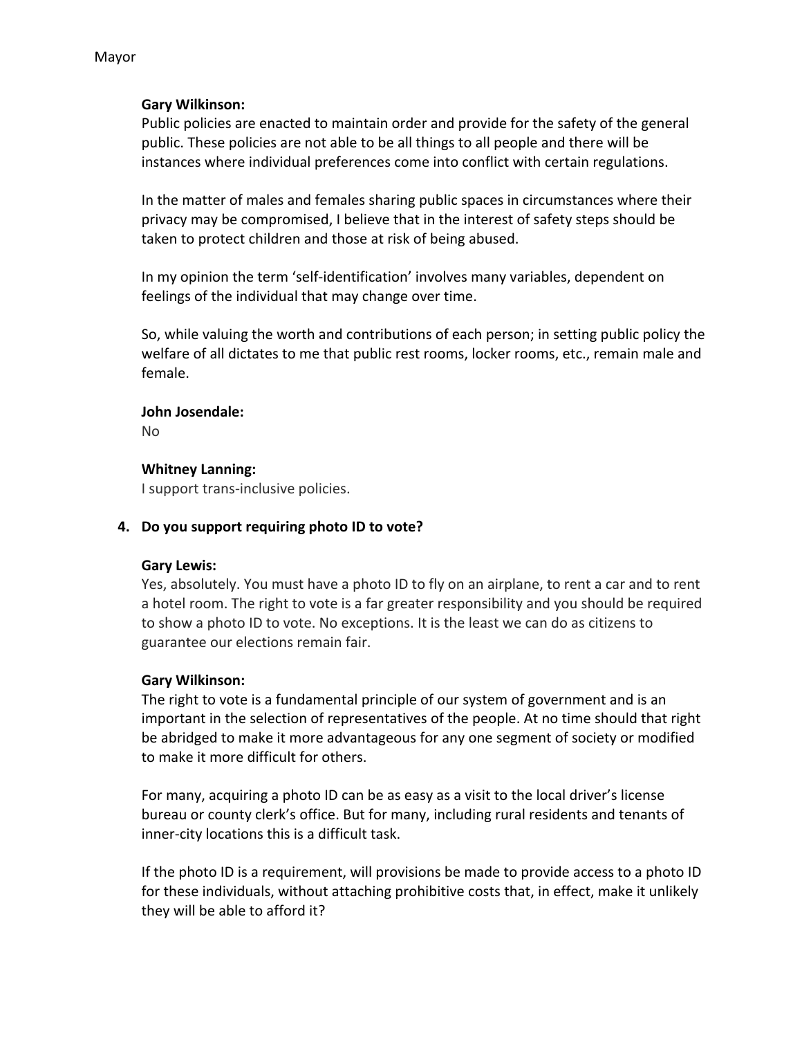Mayor

**Gary Wilkinson:**
Public policies are enacted to maintain order and provide for the safety of the general public. These policies are not able to be all things to all people and there will be instances where individual preferences come into conflict with certain regulations.

In the matter of males and females sharing public spaces in circumstances where their privacy may be compromised, I believe that in the interest of safety steps should be taken to protect children and those at risk of being abused.

In my opinion the term 'self-identification' involves many variables, dependent on feelings of the individual that may change over time.

So, while valuing the worth and contributions of each person; in setting public policy the welfare of all dictates to me that public rest rooms, locker rooms, etc., remain male and female.

**John Josendale:**
No

**Whitney Lanning:**
I support trans-inclusive policies.

4. **Do you support requiring photo ID to vote?**

**Gary Lewis:**
Yes, absolutely. You must have a photo ID to fly on an airplane, to rent a car and to rent a hotel room. The right to vote is a far greater responsibility and you should be required to show a photo ID to vote. No exceptions. It is the least we can do as citizens to guarantee our elections remain fair.

**Gary Wilkinson:**
The right to vote is a fundamental principle of our system of government and is an important in the selection of representatives of the people. At no time should that right be abridged to make it more advantageous for any one segment of society or modified to make it more difficult for others.

For many, acquiring a photo ID can be as easy as a visit to the local driver's license bureau or county clerk's office. But for many, including rural residents and tenants of inner-city locations this is a difficult task.

If the photo ID is a requirement, will provisions be made to provide access to a photo ID for these individuals, without attaching prohibitive costs that, in effect, make it unlikely they will be able to afford it?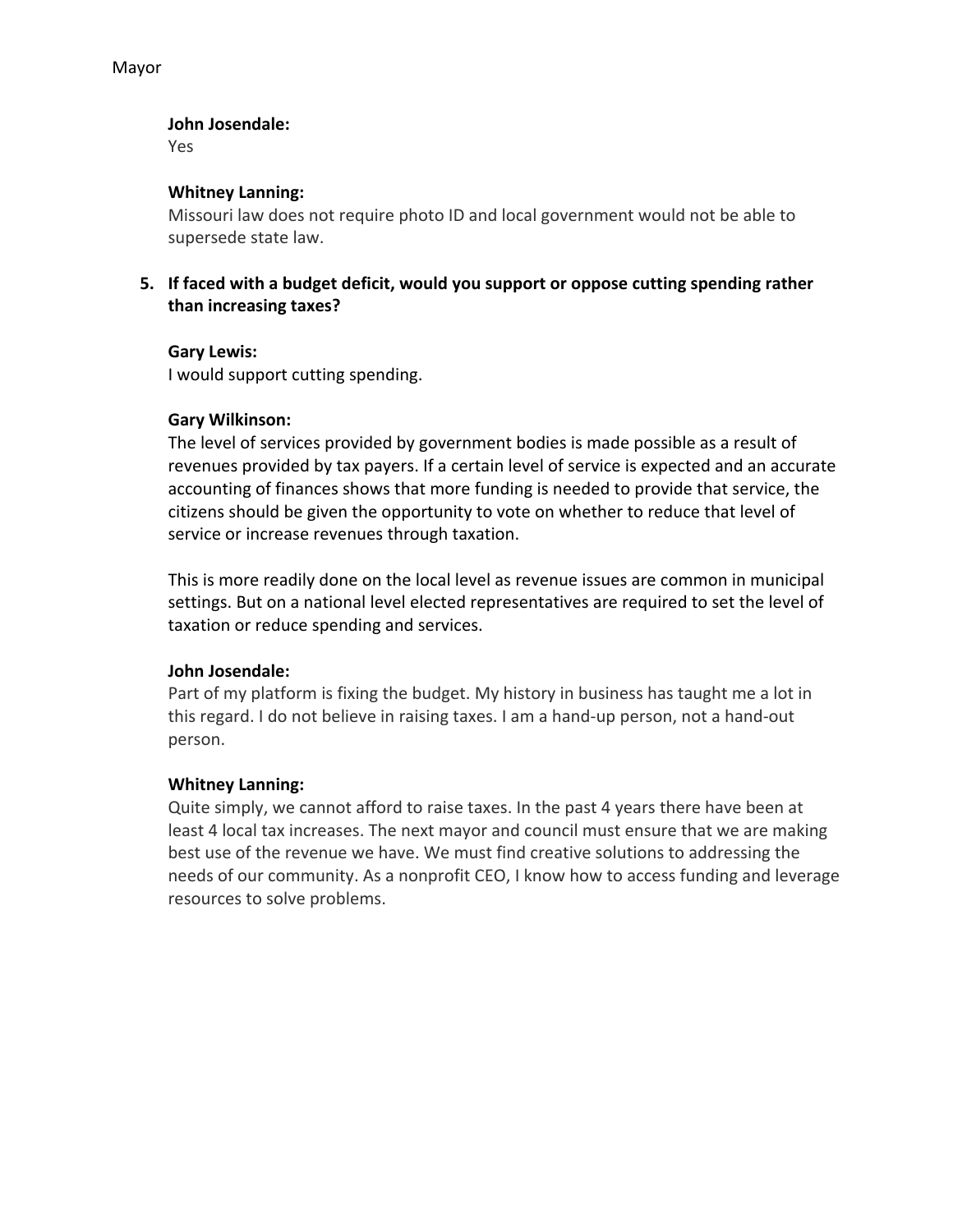**John Josendale:**
Yes

**Whitney Lanning:**
Missouri law does not require photo ID and local government would not be able to supersede state law.

5. **If faced with a budget deficit, would you support or oppose cutting spending rather than increasing taxes?**

**Gary Lewis:**
I would support cutting spending.

**Gary Wilkinson:**
The level of services provided by government bodies is made possible as a result of revenues provided by tax payers. If a certain level of service is expected and an accurate accounting of finances shows that more funding is needed to provide that service, the citizens should be given the opportunity to vote on whether to reduce that level of service or increase revenues through taxation.

This is more readily done on the local level as revenue issues are common in municipal settings. But on a national level elected representatives are required to set the level of taxation or reduce spending and services.

**John Josendale:**
Part of my platform is fixing the budget. My history in business has taught me a lot in this regard. I do not believe in raising taxes. I am a hand-up person, not a hand-out person.

**Whitney Lanning:**
Quite simply, we cannot afford to raise taxes. In the past 4 years there have been at least 4 local tax increases. The next mayor and council must ensure that we are making best use of the revenue we have. We must find creative solutions to addressing the needs of our community. As a nonprofit CEO, I know how to access funding and leverage resources to solve problems.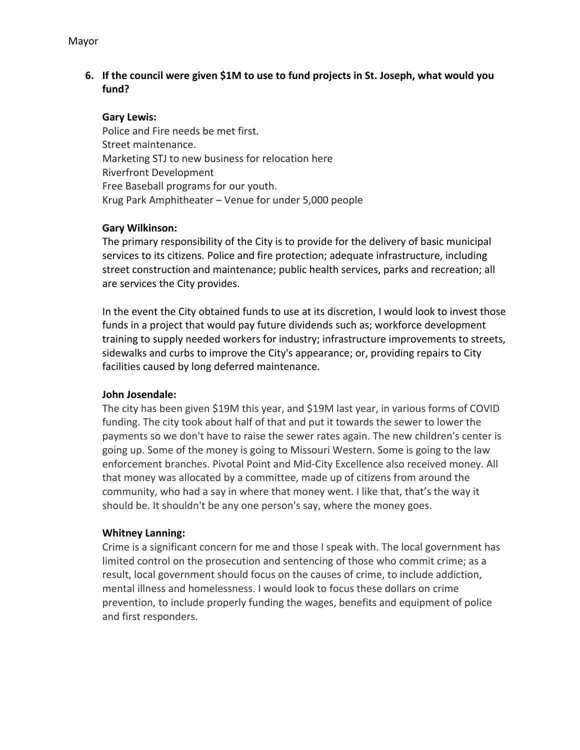Mayor

6. **If the council were given $1M to use to fund projects in St. Joseph, what would you fund?**

**Gary Lewis:**
Police and Fire needs be met first.
Street maintenance.
Marketing STJ to new business for relocation here
Riverfront Development
Free Baseball programs for our youth.
Krug Park Amphitheater – Venue for under 5,000 people

**Gary Wilkinson:**
The primary responsibility of the City is to provide for the delivery of basic municipal services to its citizens. Police and fire protection; adequate infrastructure, including street construction and maintenance; public health services, parks and recreation; all are services the City provides.

In the event the City obtained funds to use at its discretion, I would look to invest those funds in a project that would pay future dividends such as; workforce development training to supply needed workers for industry; infrastructure improvements to streets, sidewalks and curbs to improve the City's appearance; or, providing repairs to City facilities caused by long deferred maintenance.

**John Josendale:**
The city has been given $19M this year, and $19M last year, in various forms of COVID funding. The city took about half of that and put it towards the sewer to lower the payments so we don't have to raise the sewer rates again. The new children's center is going up. Some of the money is going to Missouri Western. Some is going to the law enforcement branches. Pivotal Point and Mid-City Excellence also received money. All that money was allocated by a committee, made up of citizens from around the community, who had a say in where that money went. I like that, that's the way it should be. It shouldn't be any one person's say, where the money goes.

**Whitney Lanning:**
Crime is a significant concern for me and those I speak with. The local government has limited control on the prosecution and sentencing of those who commit crime; as a result, local government should focus on the causes of crime, to include addiction, mental illness and homelessness. I would look to focus these dollars on crime prevention, to include properly funding the wages, benefits and equipment of police and first responders.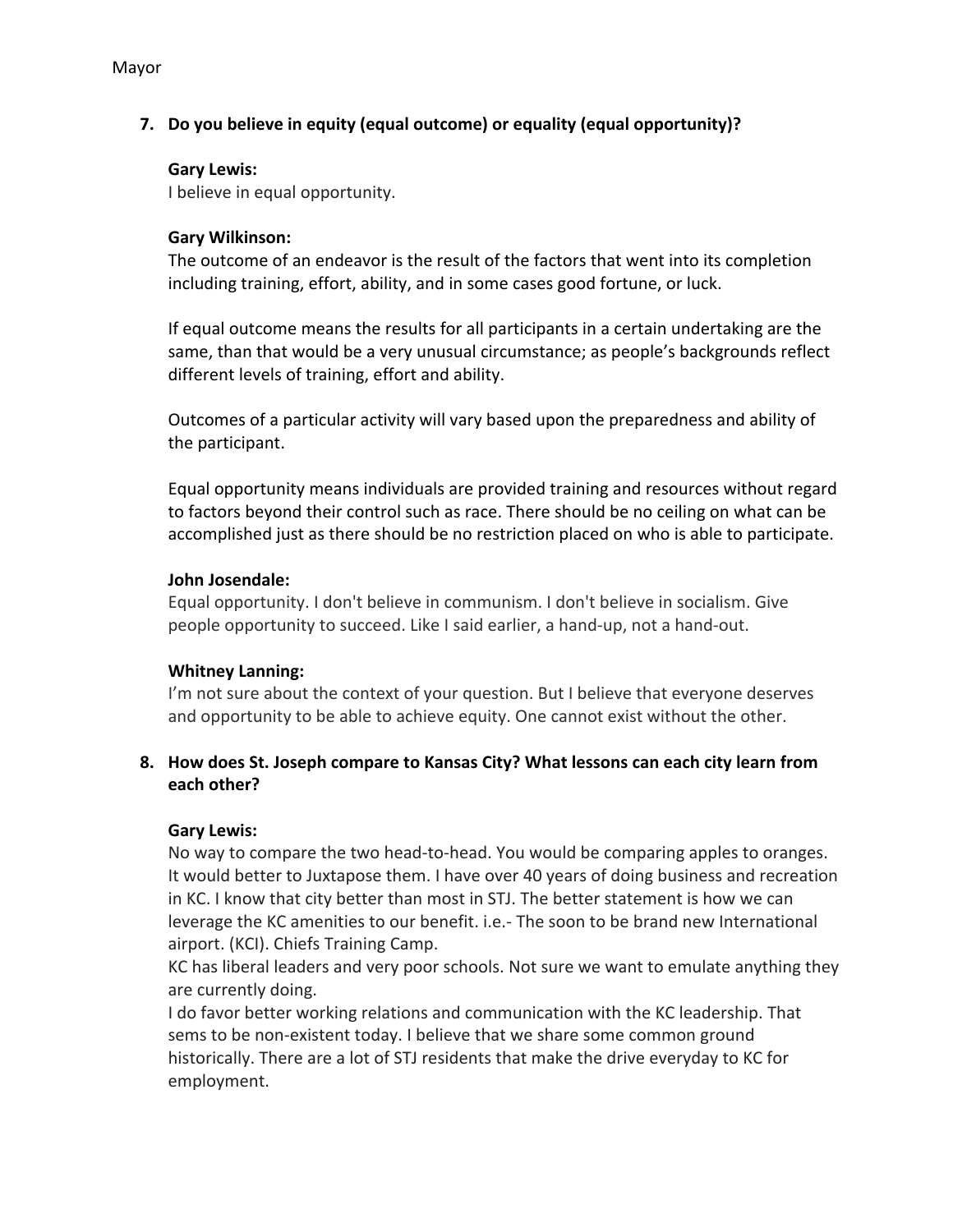Mayor

7. **Do you believe in equity (equal outcome) or equality (equal opportunity)?**

   **Gary Lewis:**
   I believe in equal opportunity.

   **Gary Wilkinson:**
   The outcome of an endeavor is the result of the factors that went into its completion including training, effort, ability, and in some cases good fortune, or luck.

   If equal outcome means the results for all participants in a certain undertaking are the same, than that would be a very unusual circumstance; as people's backgrounds reflect different levels of training, effort and ability.

   Outcomes of a particular activity will vary based upon the preparedness and ability of the participant.

   Equal opportunity means individuals are provided training and resources without regard to factors beyond their control such as race. There should be no ceiling on what can be accomplished just as there should be no restriction placed on who is able to participate.

   **John Josendale:**
   Equal opportunity. I don't believe in communism. I don't believe in socialism. Give people opportunity to succeed. Like I said earlier, a hand-up, not a hand-out.

   **Whitney Lanning:**
   I'm not sure about the context of your question. But I believe that everyone deserves and opportunity to be able to achieve equity. One cannot exist without the other.

8. **How does St. Joseph compare to Kansas City? What lessons can each city learn from each other?**

   **Gary Lewis:**
   No way to compare the two head-to-head. You would be comparing apples to oranges. It would better to Juxtapose them. I have over 40 years of doing business and recreation in KC. I know that city better than most in STJ. The better statement is how we can leverage the KC amenities to our benefit. i.e.- The soon to be brand new International airport. (KCI). Chiefs Training Camp.
   KC has liberal leaders and very poor schools. Not sure we want to emulate anything they are currently doing.
   I do favor better working relations and communication with the KC leadership. That sems to be non-existent today. I believe that we share some common ground historically. There are a lot of STJ residents that make the drive everyday to KC for employment.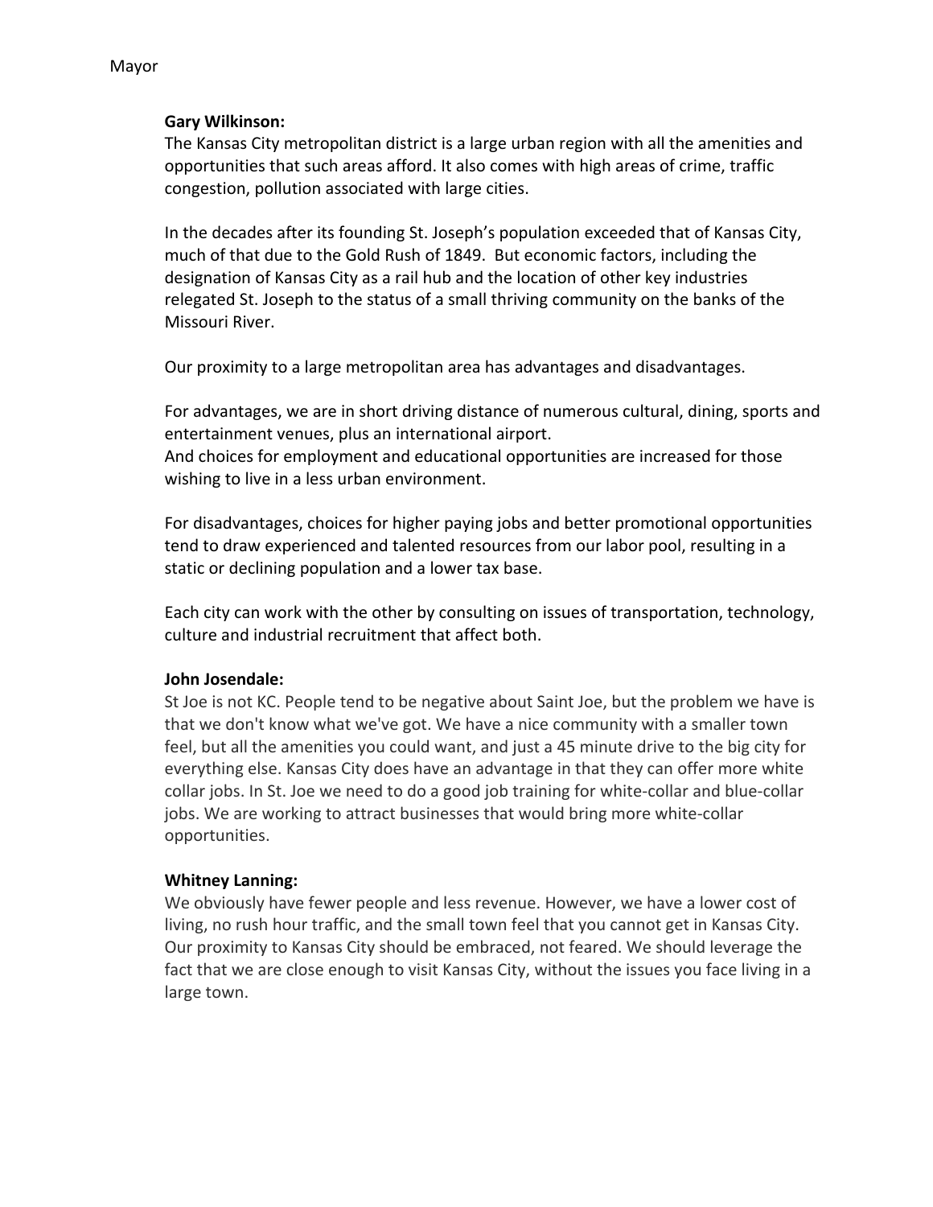Mayor

**Gary Wilkinson:**
The Kansas City metropolitan district is a large urban region with all the amenities and opportunities that such areas afford. It also comes with high areas of crime, traffic congestion, pollution associated with large cities.

In the decades after its founding St. Joseph's population exceeded that of Kansas City, much of that due to the Gold Rush of 1849. But economic factors, including the designation of Kansas City as a rail hub and the location of other key industries relegated St. Joseph to the status of a small thriving community on the banks of the Missouri River.

Our proximity to a large metropolitan area has advantages and disadvantages.

For advantages, we are in short driving distance of numerous cultural, dining, sports and entertainment venues, plus an international airport.
And choices for employment and educational opportunities are increased for those wishing to live in a less urban environment.

For disadvantages, choices for higher paying jobs and better promotional opportunities tend to draw experienced and talented resources from our labor pool, resulting in a static or declining population and a lower tax base.

Each city can work with the other by consulting on issues of transportation, technology, culture and industrial recruitment that affect both.

**John Josendale:**
St Joe is not KC. People tend to be negative about Saint Joe, but the problem we have is that we don't know what we've got. We have a nice community with a smaller town feel, but all the amenities you could want, and just a 45 minute drive to the big city for everything else. Kansas City does have an advantage in that they can offer more white collar jobs. In St. Joe we need to do a good job training for white-collar and blue-collar jobs. We are working to attract businesses that would bring more white-collar opportunities.

**Whitney Lanning:**
We obviously have fewer people and less revenue. However, we have a lower cost of living, no rush hour traffic, and the small town feel that you cannot get in Kansas City. Our proximity to Kansas City should be embraced, not feared. We should leverage the fact that we are close enough to visit Kansas City, without the issues you face living in a large town.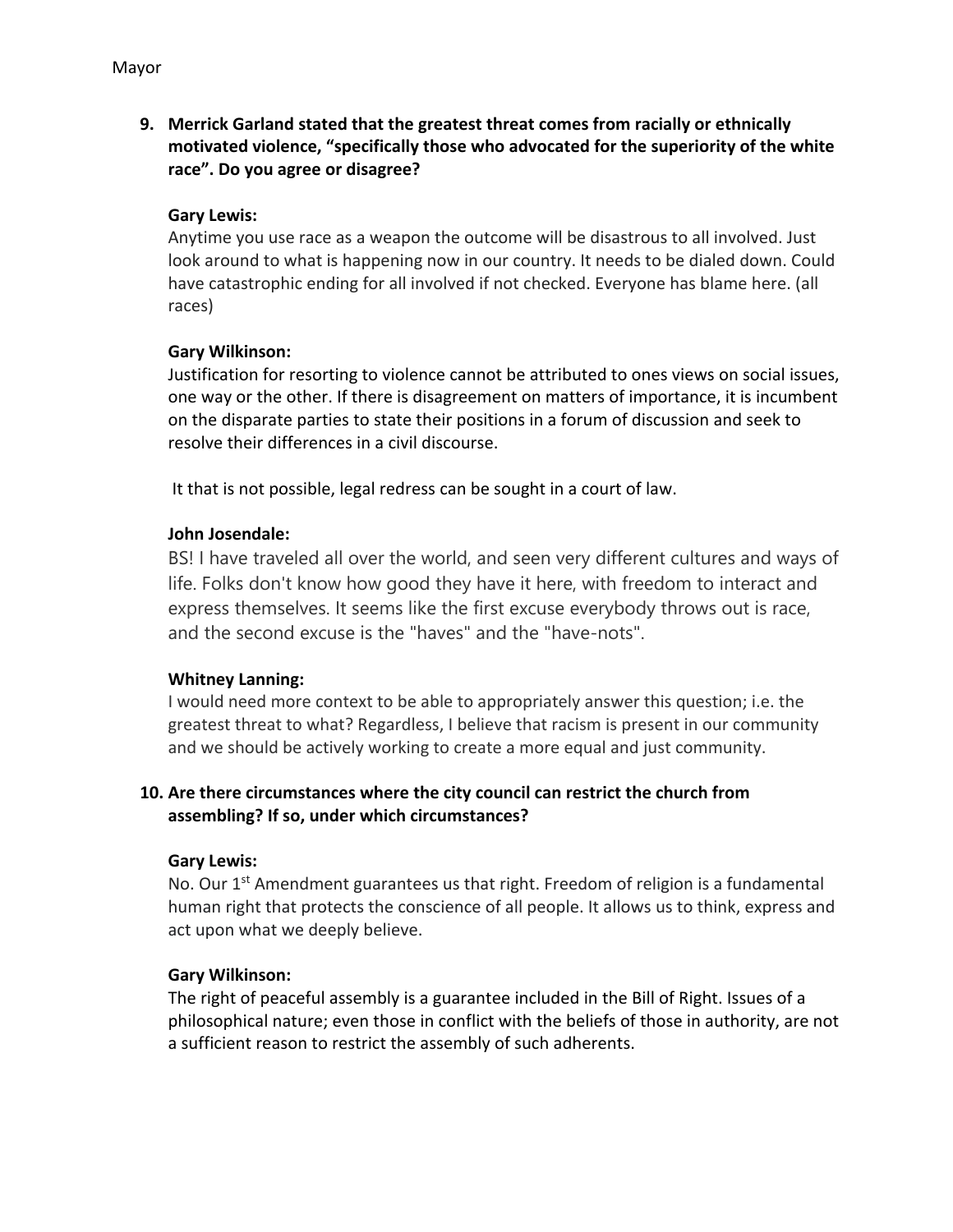Mayor

**9. Merrick Garland stated that the greatest threat comes from racially or ethnically motivated violence, "specifically those who advocated for the superiority of the white race". Do you agree or disagree?**

**Gary Lewis:**

Anytime you use race as a weapon the outcome will be disastrous to all involved. Just look around to what is happening now in our country. It needs to be dialed down. Could have catastrophic ending for all involved if not checked. Everyone has blame here. (all races)

**Gary Wilkinson:**

Justification for resorting to violence cannot be attributed to ones views on social issues, one way or the other. If there is disagreement on matters of importance, it is incumbent on the disparate parties to state their positions in a forum of discussion and seek to resolve their differences in a civil discourse.

It that is not possible, legal redress can be sought in a court of law.

**John Josendale:**

BS! I have traveled all over the world, and seen very different cultures and ways of life. Folks don't know how good they have it here, with freedom to interact and express themselves. It seems like the first excuse everybody throws out is race, and the second excuse is the "haves" and the "have-nots".

**Whitney Lanning:**

I would need more context to be able to appropriately answer this question; i.e. the greatest threat to what? Regardless, I believe that racism is present in our community and we should be actively working to create a more equal and just community.

**10. Are there circumstances where the city council can restrict the church from assembling? If so, under which circumstances?**

**Gary Lewis:**

No. Our 1st Amendment guarantees us that right. Freedom of religion is a fundamental human right that protects the conscience of all people. It allows us to think, express and act upon what we deeply believe.

**Gary Wilkinson:**

The right of peaceful assembly is a guarantee included in the Bill of Right. Issues of a philosophical nature; even those in conflict with the beliefs of those in authority, are not a sufficient reason to restrict the assembly of such adherents.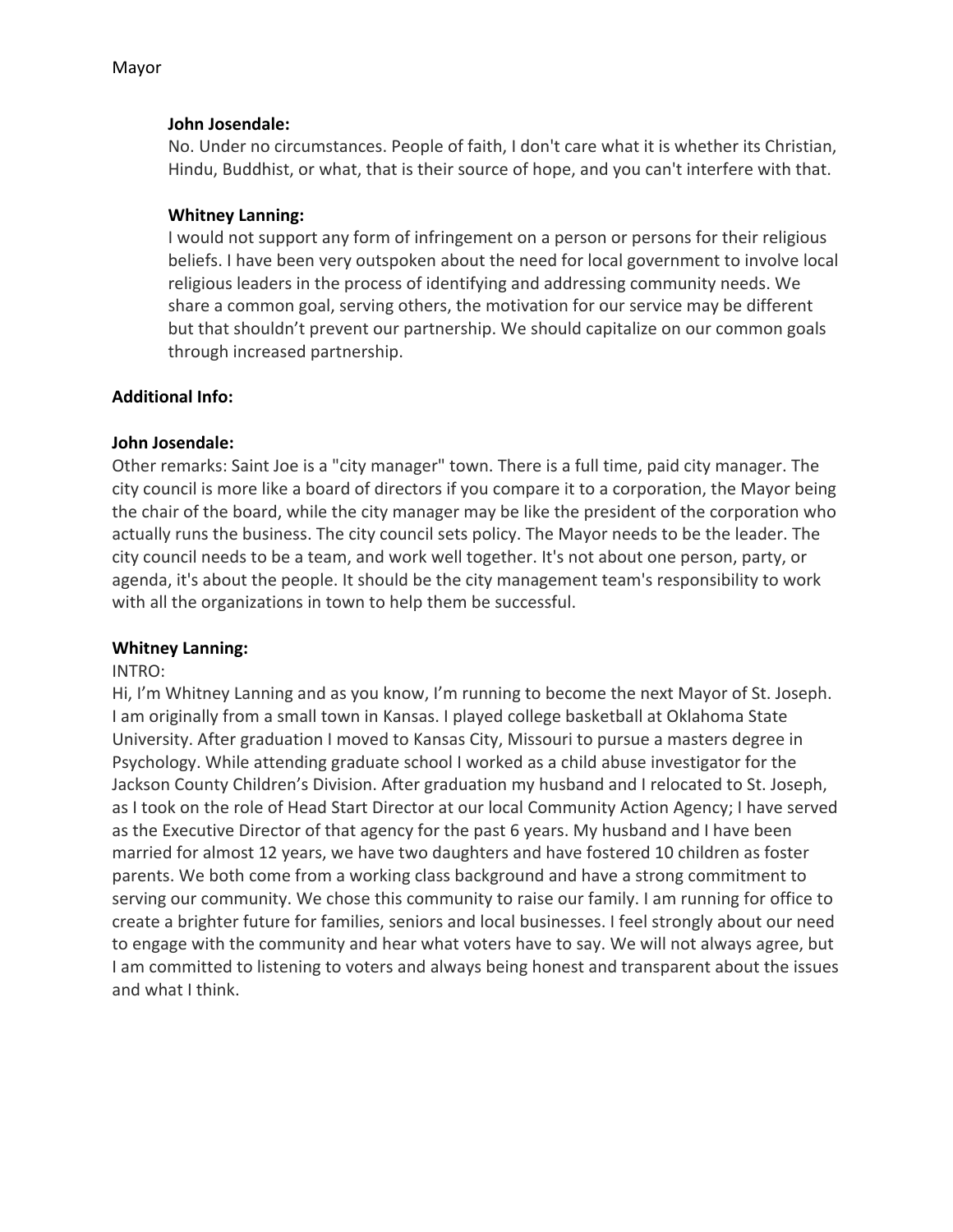**John Josendale:**
No. Under no circumstances. People of faith, I don't care what it is whether its Christian, Hindu, Buddhist, or what, that is their source of hope, and you can't interfere with that.

**Whitney Lanning:**
I would not support any form of infringement on a person or persons for their religious beliefs. I have been very outspoken about the need for local government to involve local religious leaders in the process of identifying and addressing community needs. We share a common goal, serving others, the motivation for our service may be different but that shouldn't prevent our partnership. We should capitalize on our common goals through increased partnership.

**Additional Info:**

**John Josendale:**
Other remarks: Saint Joe is a "city manager" town. There is a full time, paid city manager. The city council is more like a board of directors if you compare it to a corporation, the Mayor being the chair of the board, while the city manager may be like the president of the corporation who actually runs the business. The city council sets policy. The Mayor needs to be the leader. The city council needs to be a team, and work well together. It's not about one person, party, or agenda, it's about the people. It should be the city management team's responsibility to work with all the organizations in town to help them be successful.

**Whitney Lanning:**
INTRO:
Hi, I'm Whitney Lanning and as you know, I'm running to become the next Mayor of St. Joseph. I am originally from a small town in Kansas. I played college basketball at Oklahoma State University. After graduation I moved to Kansas City, Missouri to pursue a masters degree in Psychology. While attending graduate school I worked as a child abuse investigator for the Jackson County Children's Division. After graduation my husband and I relocated to St. Joseph, as I took on the role of Head Start Director at our local Community Action Agency; I have served as the Executive Director of that agency for the past 6 years. My husband and I have been married for almost 12 years, we have two daughters and have fostered 10 children as foster parents. We both come from a working class background and have a strong commitment to serving our community. We chose this community to raise our family. I am running for office to create a brighter future for families, seniors and local businesses. I feel strongly about our need to engage with the community and hear what voters have to say. We will not always agree, but I am committed to listening to voters and always being honest and transparent about the issues and what I think.